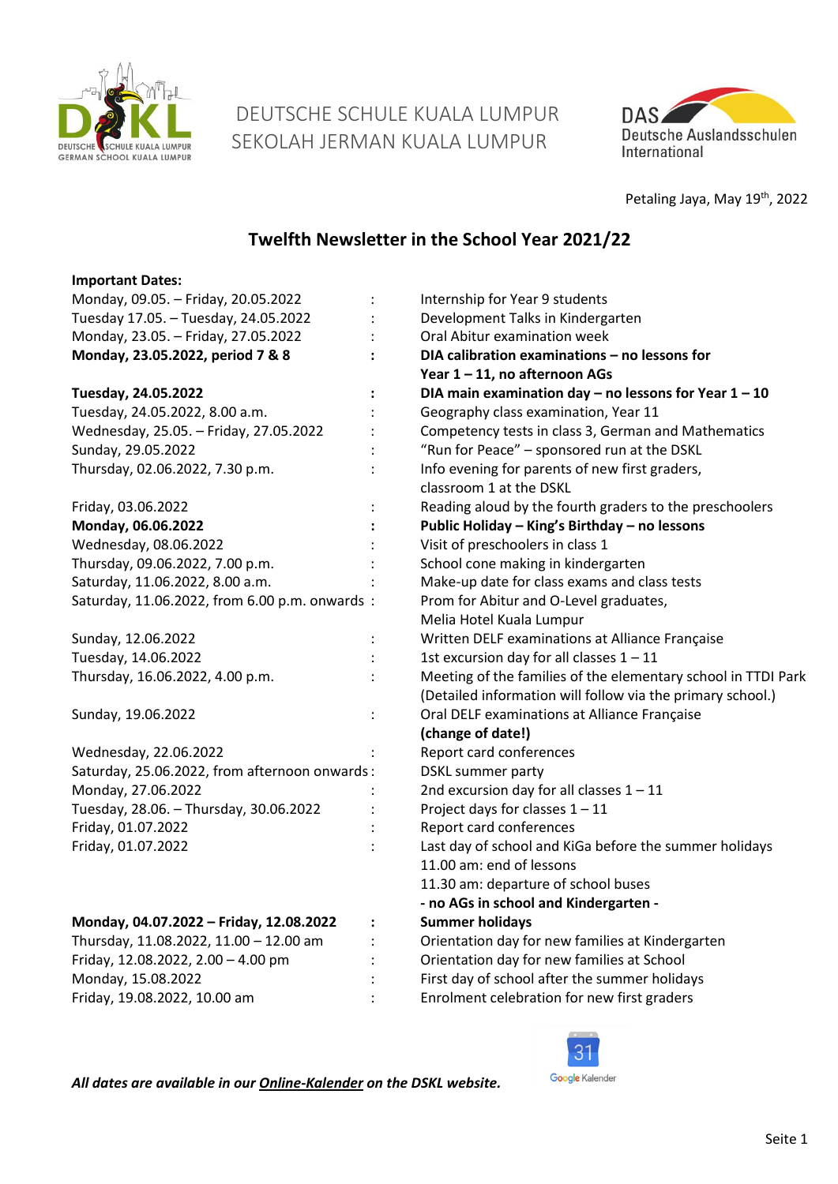DEUTSCHE SCHULE KUALA LUMPUR
SEKOLAH JERMAN KUALA LUMPUR

Petaling Jaya, May 19th, 2022

# Twelfth Newsletter in the School Year 2021/22

**Important Dates:**

| Date | | Event |
|---|---|---|
| Monday, 09.05. – Friday, 20.05.2022 | : | Internship for Year 9 students |
| Tuesday 17.05. – Tuesday, 24.05.2022 | : | Development Talks in Kindergarten |
| Monday, 23.05. – Friday, 27.05.2022 | : | Oral Abitur examination week |
| **Monday, 23.05.2022, period 7 & 8** | **:** | **DIA calibration examinations – no lessons for Year 1 – 11, no afternoon AGs** |
| **Tuesday, 24.05.2022** | **:** | **DIA main examination day – no lessons for Year 1 – 10** |
| Tuesday, 24.05.2022, 8.00 a.m. | : | Geography class examination, Year 11 |
| Wednesday, 25.05. – Friday, 27.05.2022 | : | Competency tests in class 3, German and Mathematics |
| Sunday, 29.05.2022 | : | "Run for Peace" – sponsored run at the DSKL |
| Thursday, 02.06.2022, 7.30 p.m. | : | Info evening for parents of new first graders, classroom 1 at the DSKL |
| Friday, 03.06.2022 | : | Reading aloud by the fourth graders to the preschoolers |
| **Monday, 06.06.2022** | **:** | **Public Holiday – King's Birthday – no lessons** |
| Wednesday, 08.06.2022 | : | Visit of preschoolers in class 1 |
| Thursday, 09.06.2022, 7.00 p.m. | : | School cone making in kindergarten |
| Saturday, 11.06.2022, 8.00 a.m. | : | Make-up date for class exams and class tests |
| Saturday, 11.06.2022, from 6.00 p.m. onwards | : | Prom for Abitur and O-Level graduates, Melia Hotel Kuala Lumpur |
| Sunday, 12.06.2022 | : | Written DELF examinations at Alliance Française |
| Tuesday, 14.06.2022 | : | 1st excursion day for all classes 1 – 11 |
| Thursday, 16.06.2022, 4.00 p.m. | : | Meeting of the families of the elementary school in TTDI Park (Detailed information will follow via the primary school.) |
| Sunday, 19.06.2022 | : | Oral DELF examinations at Alliance Française **(change of date!)** |
| Wednesday, 22.06.2022 | : | Report card conferences |
| Saturday, 25.06.2022, from afternoon onwards | : | DSKL summer party |
| Monday, 27.06.2022 | : | 2nd excursion day for all classes 1 – 11 |
| Tuesday, 28.06. – Thursday, 30.06.2022 | : | Project days for classes 1 – 11 |
| Friday, 01.07.2022 | : | Report card conferences |
| Friday, 01.07.2022 | : | Last day of school and KiGa before the summer holidays<br>11.00 am: end of lessons<br>11.30 am: departure of school buses<br>**- no AGs in school and Kindergarten -** |
| **Monday, 04.07.2022 – Friday, 12.08.2022** | **:** | **Summer holidays** |
| Thursday, 11.08.2022, 11.00 – 12.00 am | : | Orientation day for new families at Kindergarten |
| Friday, 12.08.2022, 2.00 – 4.00 pm | : | Orientation day for new families at School |
| Monday, 15.08.2022 | : | First day of school after the summer holidays |
| Friday, 19.08.2022, 10.00 am | : | Enrolment celebration for new first graders |

***All dates are available in our Online-Kalender on the DSKL website.***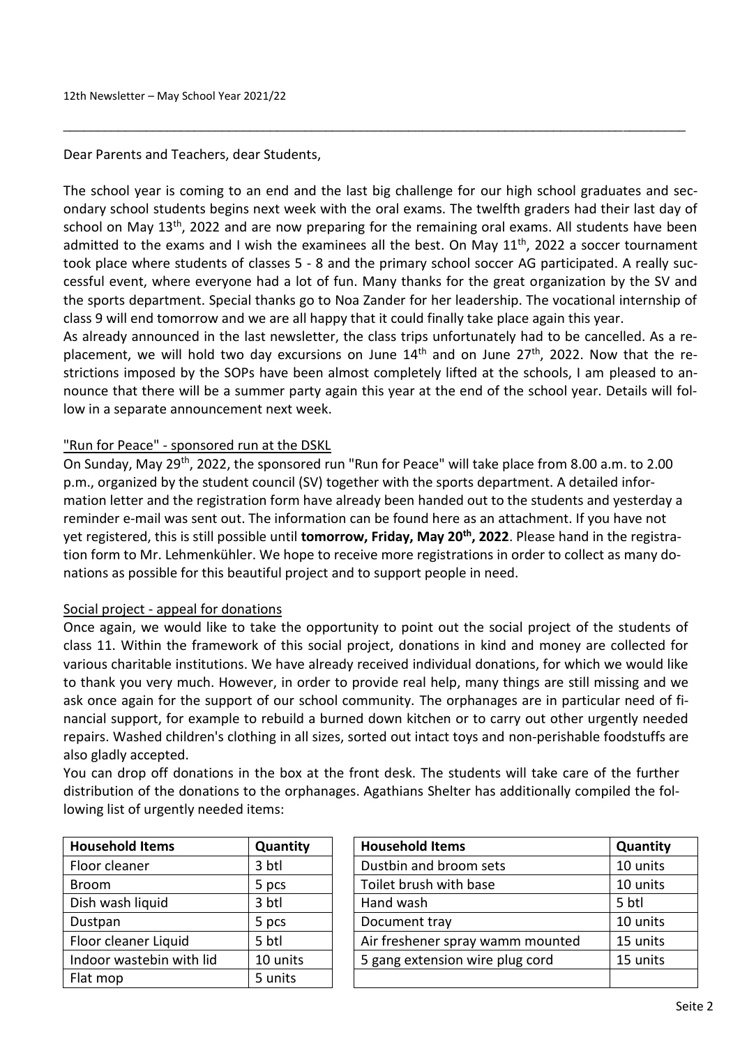12th Newsletter – May School Year 2021/22

Dear Parents and Teachers, dear Students,

The school year is coming to an end and the last big challenge for our high school graduates and secondary school students begins next week with the oral exams. The twelfth graders had their last day of school on May 13th, 2022 and are now preparing for the remaining oral exams. All students have been admitted to the exams and I wish the examinees all the best. On May 11th, 2022 a soccer tournament took place where students of classes 5 - 8 and the primary school soccer AG participated. A really successful event, where everyone had a lot of fun. Many thanks for the great organization by the SV and the sports department. Special thanks go to Noa Zander for her leadership. The vocational internship of class 9 will end tomorrow and we are all happy that it could finally take place again this year.

As already announced in the last newsletter, the class trips unfortunately had to be cancelled. As a replacement, we will hold two day excursions on June 14th and on June 27th, 2022. Now that the restrictions imposed by the SOPs have been almost completely lifted at the schools, I am pleased to announce that there will be a summer party again this year at the end of the school year. Details will follow in a separate announcement next week.

## "Run for Peace" - sponsored run at the DSKL

On Sunday, May 29th, 2022, the sponsored run "Run for Peace" will take place from 8.00 a.m. to 2.00 p.m., organized by the student council (SV) together with the sports department. A detailed information letter and the registration form have already been handed out to the students and yesterday a reminder e-mail was sent out. The information can be found here as an attachment. If you have not yet registered, this is still possible until **tomorrow, Friday, May 20th, 2022**. Please hand in the registration form to Mr. Lehmenkühler. We hope to receive more registrations in order to collect as many donations as possible for this beautiful project and to support people in need.

## Social project - appeal for donations

Once again, we would like to take the opportunity to point out the social project of the students of class 11. Within the framework of this social project, donations in kind and money are collected for various charitable institutions. We have already received individual donations, for which we would like to thank you very much. However, in order to provide real help, many things are still missing and we ask once again for the support of our school community. The orphanages are in particular need of financial support, for example to rebuild a burned down kitchen or to carry out other urgently needed repairs. Washed children's clothing in all sizes, sorted out intact toys and non-perishable foodstuffs are also gladly accepted.

You can drop off donations in the box at the front desk. The students will take care of the further distribution of the donations to the orphanages. Agathians Shelter has additionally compiled the following list of urgently needed items:

| Household Items | Quantity |
|---|---|
| Floor cleaner | 3 btl |
| Broom | 5 pcs |
| Dish wash liquid | 3 btl |
| Dustpan | 5 pcs |
| Floor cleaner Liquid | 5 btl |
| Indoor wastebin with lid | 10 units |
| Flat mop | 5 units |

| Household Items | Quantity |
|---|---|
| Dustbin and broom sets | 10 units |
| Toilet brush with base | 10 units |
| Hand wash | 5 btl |
| Document tray | 10 units |
| Air freshener spray wamm mounted | 15 units |
| 5 gang extension wire plug cord | 15 units |
| | |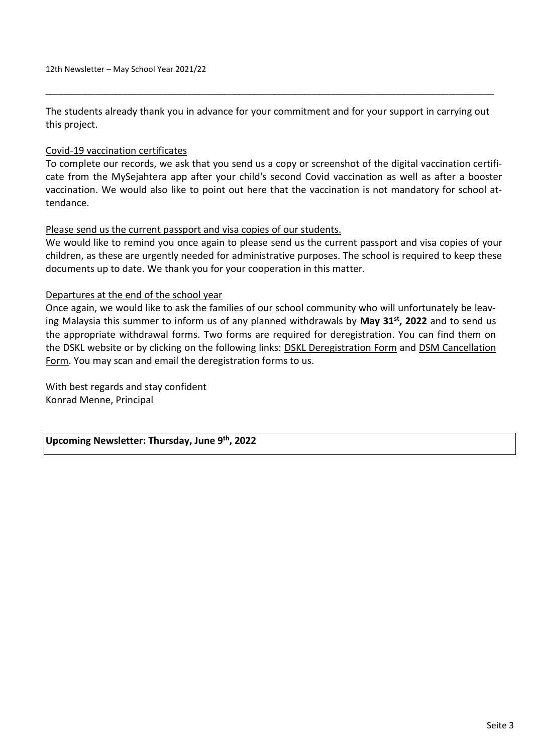The students already thank you in advance for your commitment and for your support in carrying out this project.

Covid-19 vaccination certificates

To complete our records, we ask that you send us a copy or screenshot of the digital vaccination certificate from the MySejahtera app after your child's second Covid vaccination as well as after a booster vaccination. We would also like to point out here that the vaccination is not mandatory for school attendance.

Please send us the current passport and visa copies of our students.

We would like to remind you once again to please send us the current passport and visa copies of your children, as these are urgently needed for administrative purposes. The school is required to keep these documents up to date. We thank you for your cooperation in this matter.

Departures at the end of the school year

Once again, we would like to ask the families of our school community who will unfortunately be leaving Malaysia this summer to inform us of any planned withdrawals by **May 31st, 2022** and to send us the appropriate withdrawal forms. Two forms are required for deregistration. You can find them on the DSKL website or by clicking on the following links: DSKL Deregistration Form and DSM Cancellation Form. You may scan and email the deregistration forms to us.

With best regards and stay confident
Konrad Menne, Principal

**Upcoming Newsletter: Thursday, June 9th, 2022**